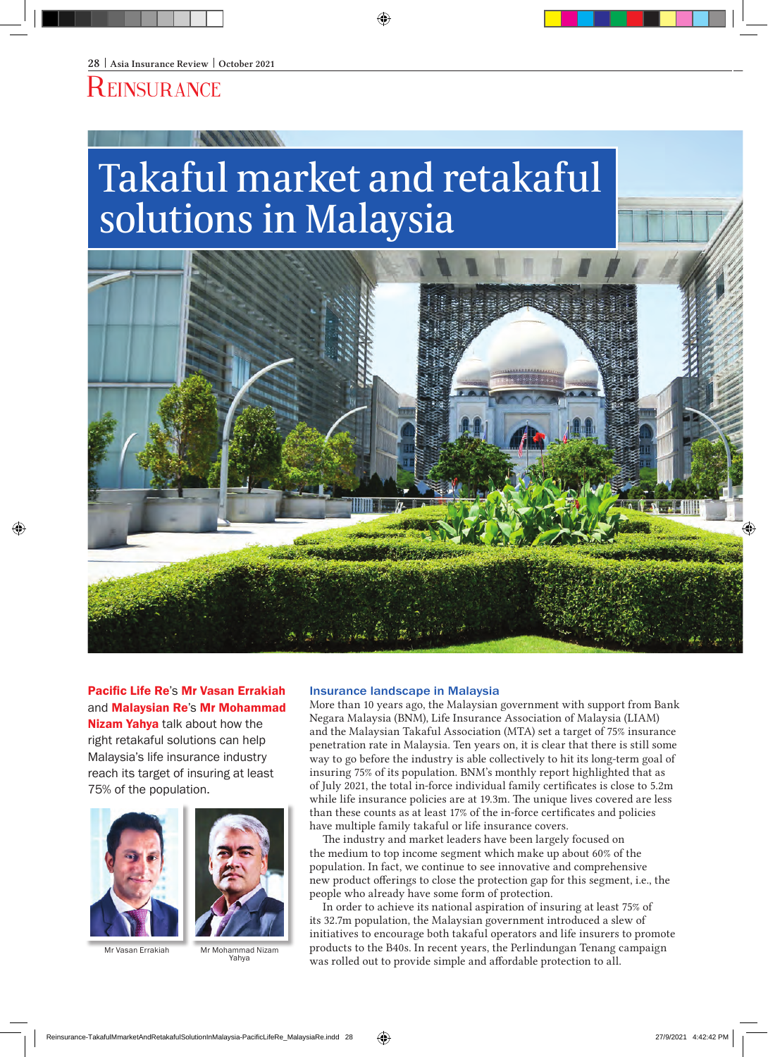# Takaful market and retakaful solutions in Malaysia

**Pacific Life Re**'s **Mr Vasan Errakiah** and **Malaysian Re**'s **Mr Mohammad Nizam Yahya** talk about how the right retakaful solutions can help Malaysia's life insurance industry reach its target of insuring at least 75% of the population.

Mr Vasan Errakiah

Mr Mohammad Nizam Yahya

## Insurance landscape in Malaysia

More than 10 years ago, the Malaysian government with support from Bank Negara Malaysia (BNM), Life Insurance Association of Malaysia (LIAM) and the Malaysian Takaful Association (MTA) set a target of 75% insurance penetration rate in Malaysia. Ten years on, it is clear that there is still some way to go before the industry is able collectively to hit its long-term goal of insuring 75% of its population. BNM's monthly report highlighted that as of July 2021, the total in-force individual family certificates is close to 5.2m while life insurance policies are at 19.3m. The unique lives covered are less than these counts as at least 17% of the in-force certificates and policies have multiple family takaful or life insurance covers.

The industry and market leaders have been largely focused on the medium to top income segment which make up about 60% of the population. In fact, we continue to see innovative and comprehensive new product offerings to close the protection gap for this segment, i.e., the people who already have some form of protection.

In order to achieve its national aspiration of insuring at least 75% of its 32.7m population, the Malaysian government introduced a slew of initiatives to encourage both takaful operators and life insurers to promote products to the B40s. In recent years, the Perlindungan Tenang campaign was rolled out to provide simple and affordable protection to all.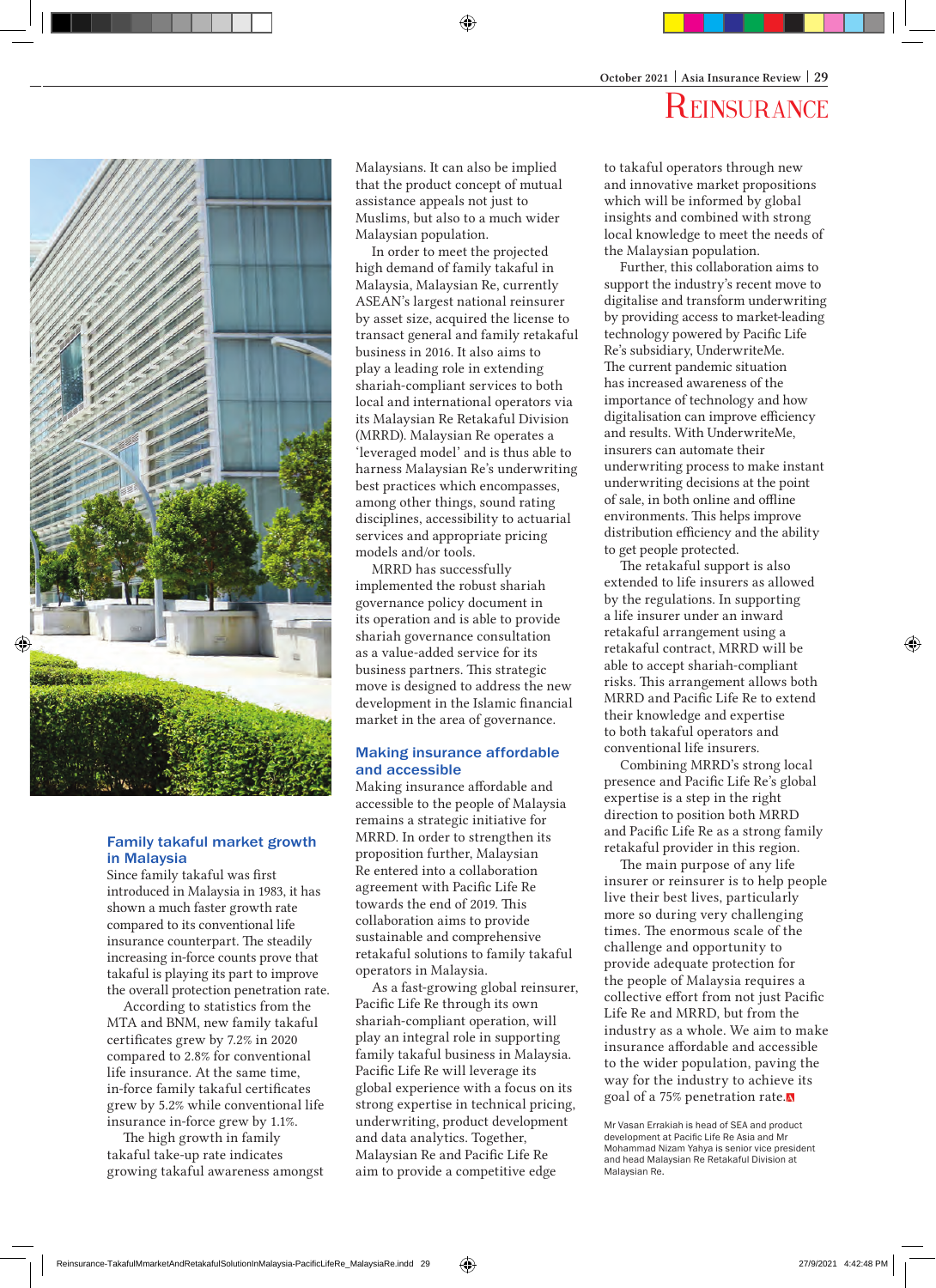## Family takaful market growth in Malaysia

Since family takaful was first introduced in Malaysia in 1983, it has shown a much faster growth rate compared to its conventional life insurance counterpart. The steadily increasing in-force counts prove that takaful is playing its part to improve the overall protection penetration rate.

According to statistics from the MTA and BNM, new family takaful certificates grew by 7.2% in 2020 compared to 2.8% for conventional life insurance. At the same time, in-force family takaful certificates grew by 5.2% while conventional life insurance in-force grew by 1.1%.

The high growth in family takaful take-up rate indicates growing takaful awareness amongst Malaysians. It can also be implied that the product concept of mutual assistance appeals not just to Muslims, but also to a much wider Malaysian population.

In order to meet the projected high demand of family takaful in Malaysia, Malaysian Re, currently ASEAN's largest national reinsurer by asset size, acquired the license to transact general and family retakaful business in 2016. It also aims to play a leading role in extending shariah-compliant services to both local and international operators via its Malaysian Re Retakaful Division (MRRD). Malaysian Re operates a 'leveraged model' and is thus able to harness Malaysian Re's underwriting best practices which encompasses, among other things, sound rating disciplines, accessibility to actuarial services and appropriate pricing models and/or tools.

MRRD has successfully implemented the robust shariah governance policy document in its operation and is able to provide shariah governance consultation as a value-added service for its business partners. This strategic move is designed to address the new development in the Islamic financial market in the area of governance.

## Making insurance affordable and accessible

Making insurance affordable and accessible to the people of Malaysia remains a strategic initiative for MRRD. In order to strengthen its proposition further, Malaysian Re entered into a collaboration agreement with Pacific Life Re towards the end of 2019. This collaboration aims to provide sustainable and comprehensive retakaful solutions to family takaful operators in Malaysia.

As a fast-growing global reinsurer, Pacific Life Re through its own shariah-compliant operation, will play an integral role in supporting family takaful business in Malaysia. Pacific Life Re will leverage its global experience with a focus on its strong expertise in technical pricing, underwriting, product development and data analytics. Together, Malaysian Re and Pacific Life Re aim to provide a competitive edge to takaful operators through new and innovative market propositions which will be informed by global insights and combined with strong local knowledge to meet the needs of the Malaysian population.

Further, this collaboration aims to support the industry's recent move to digitalise and transform underwriting by providing access to market-leading technology powered by Pacific Life Re's subsidiary, UnderwriteMe. The current pandemic situation has increased awareness of the importance of technology and how digitalisation can improve efficiency and results. With UnderwriteMe, insurers can automate their underwriting process to make instant underwriting decisions at the point of sale, in both online and offline environments. This helps improve distribution efficiency and the ability to get people protected.

The retakaful support is also extended to life insurers as allowed by the regulations. In supporting a life insurer under an inward retakaful arrangement using a retakaful contract, MRRD will be able to accept shariah-compliant risks. This arrangement allows both MRRD and Pacific Life Re to extend their knowledge and expertise to both takaful operators and conventional life insurers.

Combining MRRD's strong local presence and Pacific Life Re's global expertise is a step in the right direction to position both MRRD and Pacific Life Re as a strong family retakaful provider in this region.

The main purpose of any life insurer or reinsurer is to help people live their best lives, particularly more so during very challenging times. The enormous scale of the challenge and opportunity to provide adequate protection for the people of Malaysia requires a collective effort from not just Pacific Life Re and MRRD, but from the industry as a whole. We aim to make insurance affordable and accessible to the wider population, paving the way for the industry to achieve its goal of a 75% penetration rate.

*Mr Vasan Errakiah is head of SEA and product development at Pacific Life Re Asia and Mr Mohammad Nizam Yahya is senior vice president and head Malaysian Re Retakaful Division at Malaysian Re.*